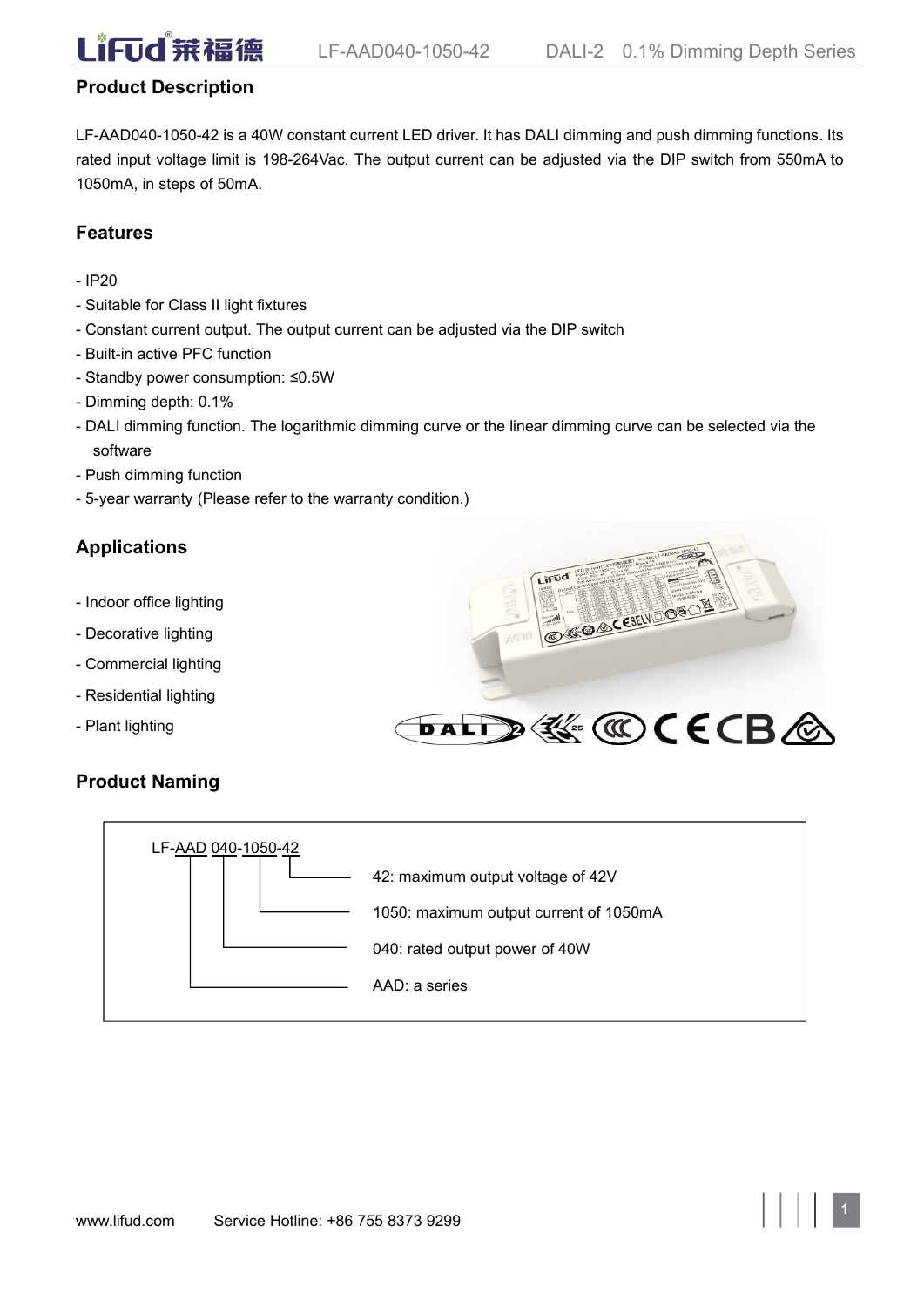## Product Description

LF-AAD040-1050-42 is a 40W constant current LED driver. It has DALI dimming and push dimming functions. Its rated input voltage limit is 198-264Vac. The output current can be adjusted via the DIP switch from 550mA to 1050mA, in steps of 50mA.

## Features

- IP20
- Suitable for Class II light fixtures
- Constant current output. The output current can be adjusted via the DIP switch
- Built-in active PFC function
- Standby power consumption: ≤0.5W
- Dimming depth: 0.1%
- DALI dimming function. The logarithmic dimming curve or the linear dimming curve can be selected via the software
- Push dimming function
- 5-year warranty (Please refer to the warranty condition.)

## Applications

- Indoor office lighting
- Decorative lighting
- Commercial lighting
- Residential lighting
- Plant lighting

## Product Naming

LF-AAD 040-1050-42

- 42: maximum output voltage of 42V
- 1050: maximum output current of 1050mA
- 040: rated output power of 40W
- AAD: a series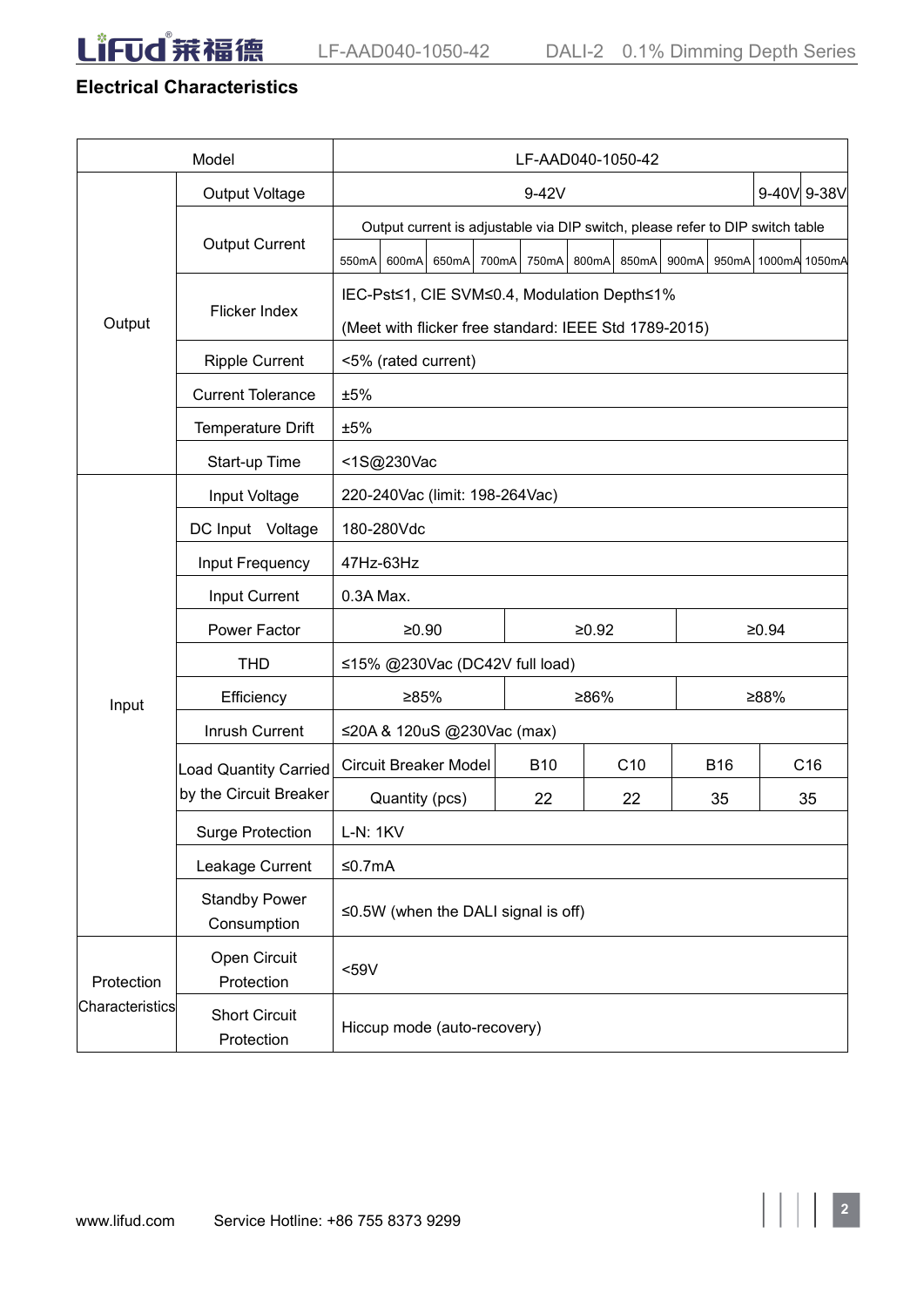## Electrical Characteristics

| Model | | LF-AAD040-1050-42 | | | | | | | | | | |
|---|---|---|---|---|---|---|---|---|---|---|---|---|
| Output | Output Voltage | 9-42V | | | | | | | | | 9-40V | 9-38V |
| | Output Current | Output current is adjustable via DIP switch, please refer to DIP switch table | | | | | | | | | | |
| | | 550mA | 600mA | 650mA | 700mA | 750mA | 800mA | 850mA | 900mA | 950mA | 1000mA | 1050mA |
| | Flicker Index | IEC-Pst≤1, CIE SVM≤0.4, Modulation Depth≤1%<br>(Meet with flicker free standard: IEEE Std 1789-2015) | | | | | | | | | | |
| | Ripple Current | <5% (rated current) | | | | | | | | | | |
| | Current Tolerance | ±5% | | | | | | | | | | |
| | Temperature Drift | ±5% | | | | | | | | | | |
| | Start-up Time | <1S@230Vac | | | | | | | | | | |
| Input | Input Voltage | 220-240Vac (limit: 198-264Vac) | | | | | | | | | | |
| | DC Input Voltage | 180-280Vdc | | | | | | | | | | |
| | Input Frequency | 47Hz-63Hz | | | | | | | | | | |
| | Input Current | 0.3A Max. | | | | | | | | | | |
| | Power Factor | ≥0.90 | | | | ≥0.92 | | | | ≥0.94 | | |
| | THD | ≤15% @230Vac (DC42V full load) | | | | | | | | | | |
| | Efficiency | ≥85% | | | | ≥86% | | | | ≥88% | | |
| | Inrush Current | ≤20A & 120uS @230Vac (max) | | | | | | | | | | |
| | Load Quantity Carried by the Circuit Breaker | Circuit Breaker Model | | | B10 | | C10 | | B16 | | C16 | |
| | | Quantity (pcs) | | | 22 | | 22 | | 35 | | 35 | |
| | Surge Protection | L-N: 1KV | | | | | | | | | | |
| | Leakage Current | ≤0.7mA | | | | | | | | | | |
| | Standby Power Consumption | ≤0.5W (when the DALI signal is off) | | | | | | | | | | |
| Protection Characteristics | Open Circuit Protection | <59V | | | | | | | | | | |
| | Short Circuit Protection | Hiccup mode (auto-recovery) | | | | | | | | | | |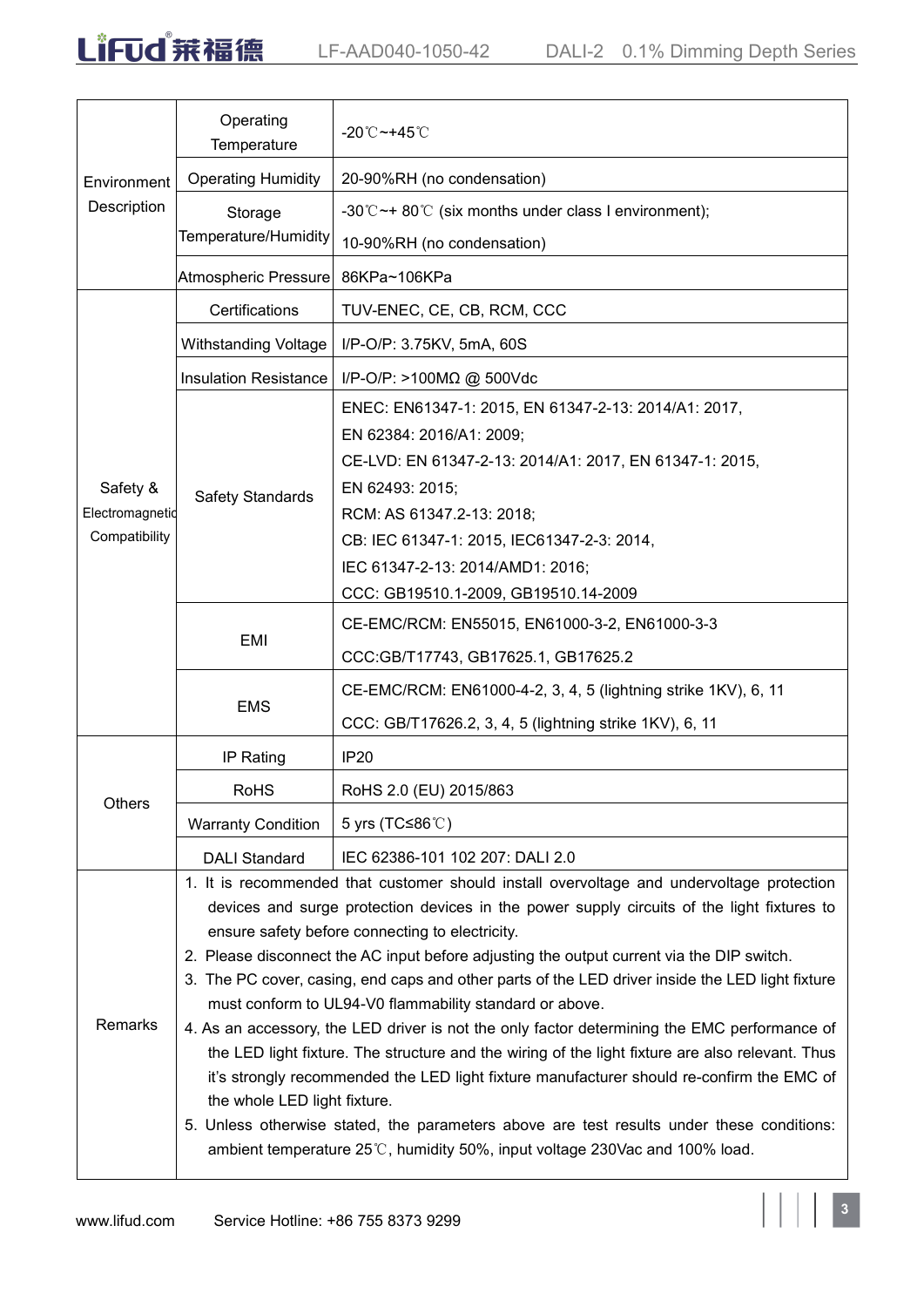| | | |
|---|---|---|
| Environment Description | Operating Temperature | -20℃~+45℃ |
| | Operating Humidity | 20-90%RH (no condensation) |
| | Storage Temperature/Humidity | -30℃~+ 80℃ (six months under class I environment);<br>10-90%RH (no condensation) |
| | Atmospheric Pressure | 86KPa~106KPa |
| Safety & Electromagnetic Compatibility | Certifications | TUV-ENEC, CE, CB, RCM, CCC |
| | Withstanding Voltage | I/P-O/P: 3.75KV, 5mA, 60S |
| | Insulation Resistance | I/P-O/P: >100MΩ @ 500Vdc |
| | Safety Standards | ENEC: EN61347-1: 2015, EN 61347-2-13: 2014/A1: 2017,<br>EN 62384: 2016/A1: 2009;<br>CE-LVD: EN 61347-2-13: 2014/A1: 2017, EN 61347-1: 2015,<br>EN 62493: 2015;<br>RCM: AS 61347.2-13: 2018;<br>CB: IEC 61347-1: 2015, IEC61347-2-3: 2014,<br>IEC 61347-2-13: 2014/AMD1: 2016;<br>CCC: GB19510.1-2009, GB19510.14-2009 |
| | EMI | CE-EMC/RCM: EN55015, EN61000-3-2, EN61000-3-3<br>CCC:GB/T17743, GB17625.1, GB17625.2 |
| | EMS | CE-EMC/RCM: EN61000-4-2, 3, 4, 5 (lightning strike 1KV), 6, 11<br>CCC: GB/T17626.2, 3, 4, 5 (lightning strike 1KV), 6, 11 |
| Others | IP Rating | IP20 |
| | RoHS | RoHS 2.0 (EU) 2015/863 |
| | Warranty Condition | 5 yrs (TC≤86℃) |
| | DALI Standard | IEC 62386-101 102 207: DALI 2.0 |
| Remarks | 1. It is recommended that customer should install overvoltage and undervoltage protection devices and surge protection devices in the power supply circuits of the light fixtures to ensure safety before connecting to electricity.<br>2. Please disconnect the AC input before adjusting the output current via the DIP switch.<br>3. The PC cover, casing, end caps and other parts of the LED driver inside the LED light fixture must conform to UL94-V0 flammability standard or above.<br>4. As an accessory, the LED driver is not the only factor determining the EMC performance of the LED light fixture. The structure and the wiring of the light fixture are also relevant. Thus it's strongly recommended the LED light fixture manufacturer should re-confirm the EMC of the whole LED light fixture.<br>5. Unless otherwise stated, the parameters above are test results under these conditions: ambient temperature 25℃, humidity 50%, input voltage 230Vac and 100% load. | |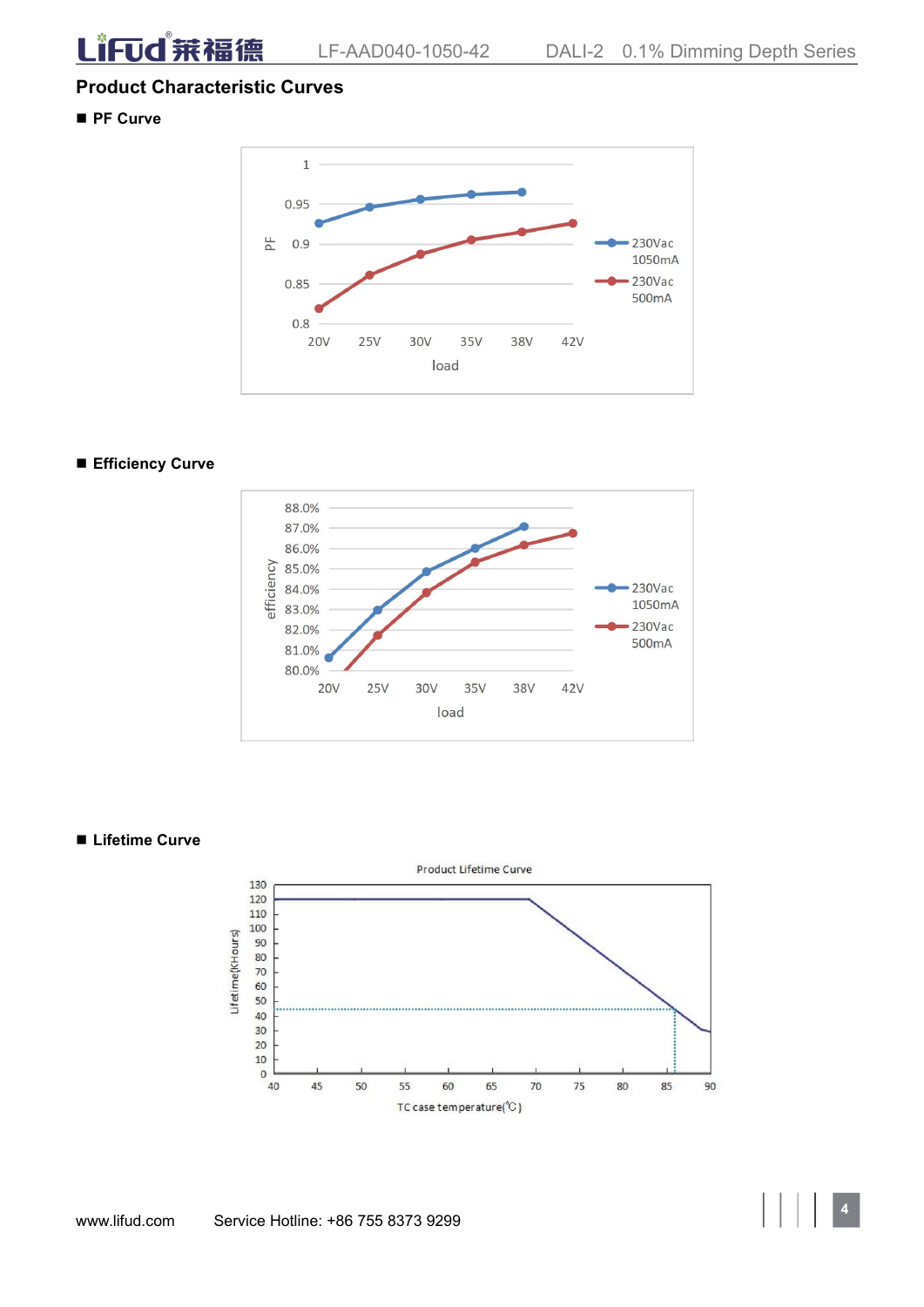## Product Characteristic Curves

■ **PF Curve**

■ **Efficiency Curve**

■ **Lifetime Curve**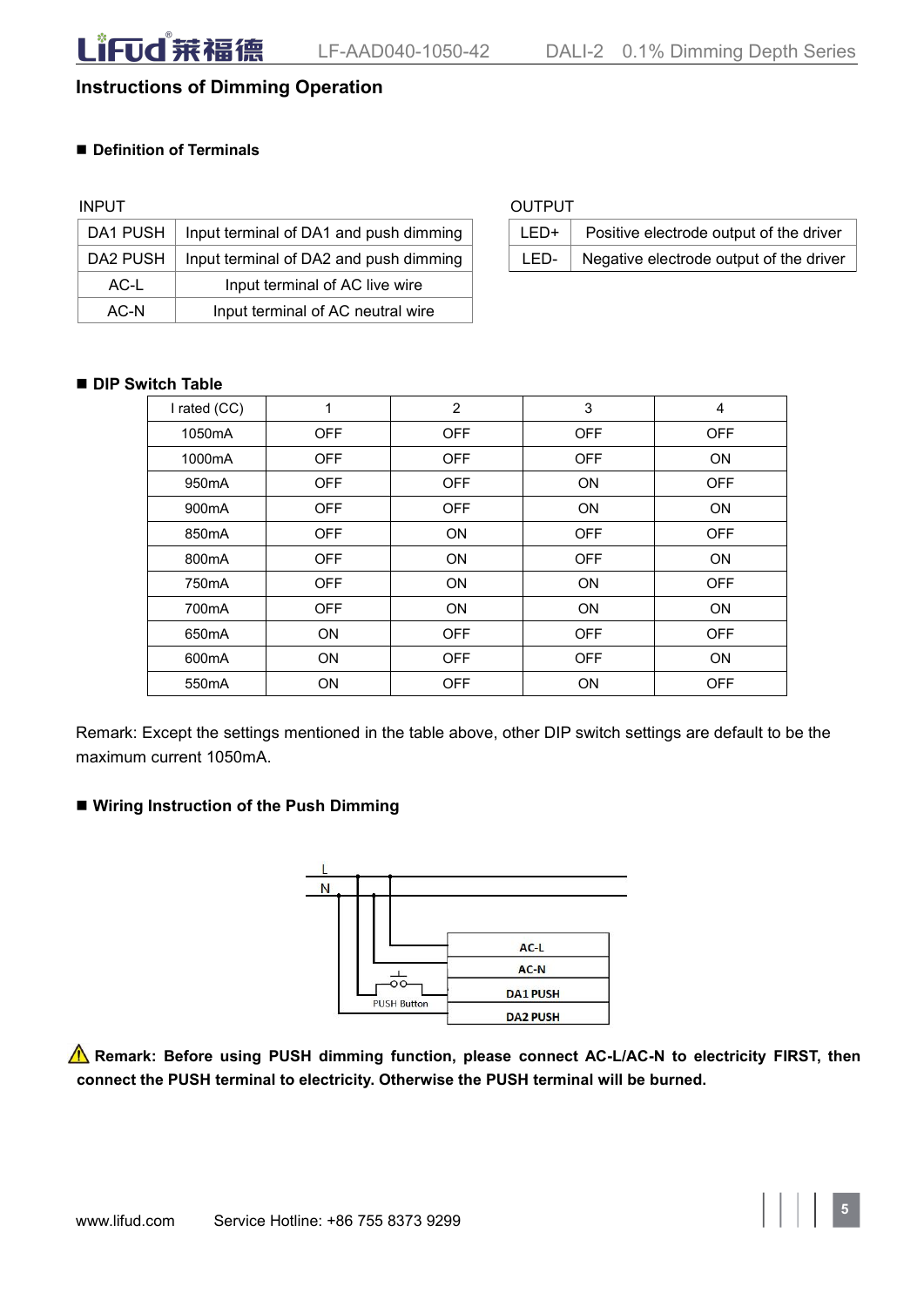## Instructions of Dimming Operation

### ■ Definition of Terminals

INPUT

| | |
|---|---|
| DA1 PUSH | Input terminal of DA1 and push dimming |
| DA2 PUSH | Input terminal of DA2 and push dimming |
| AC-L | Input terminal of AC live wire |
| AC-N | Input terminal of AC neutral wire |

OUTPUT

| | |
|---|---|
| LED+ | Positive electrode output of the driver |
| LED- | Negative electrode output of the driver |

### ■ DIP Switch Table

| I rated (CC) | 1 | 2 | 3 | 4 |
|---|---|---|---|---|
| 1050mA | OFF | OFF | OFF | OFF |
| 1000mA | OFF | OFF | OFF | ON |
| 950mA | OFF | OFF | ON | OFF |
| 900mA | OFF | OFF | ON | ON |
| 850mA | OFF | ON | OFF | OFF |
| 800mA | OFF | ON | OFF | ON |
| 750mA | OFF | ON | ON | OFF |
| 700mA | OFF | ON | ON | ON |
| 650mA | ON | OFF | OFF | OFF |
| 600mA | ON | OFF | OFF | ON |
| 550mA | ON | OFF | ON | OFF |

Remark: Except the settings mentioned in the table above, other DIP switch settings are default to be the maximum current 1050mA.

### ■ Wiring Instruction of the Push Dimming

L
N
AC-L
AC-N
DA1 PUSH
DA2 PUSH
PUSH Button

⚠ **Remark: Before using PUSH dimming function, please connect AC-L/AC-N to electricity FIRST, then connect the PUSH terminal to electricity. Otherwise the PUSH terminal will be burned.**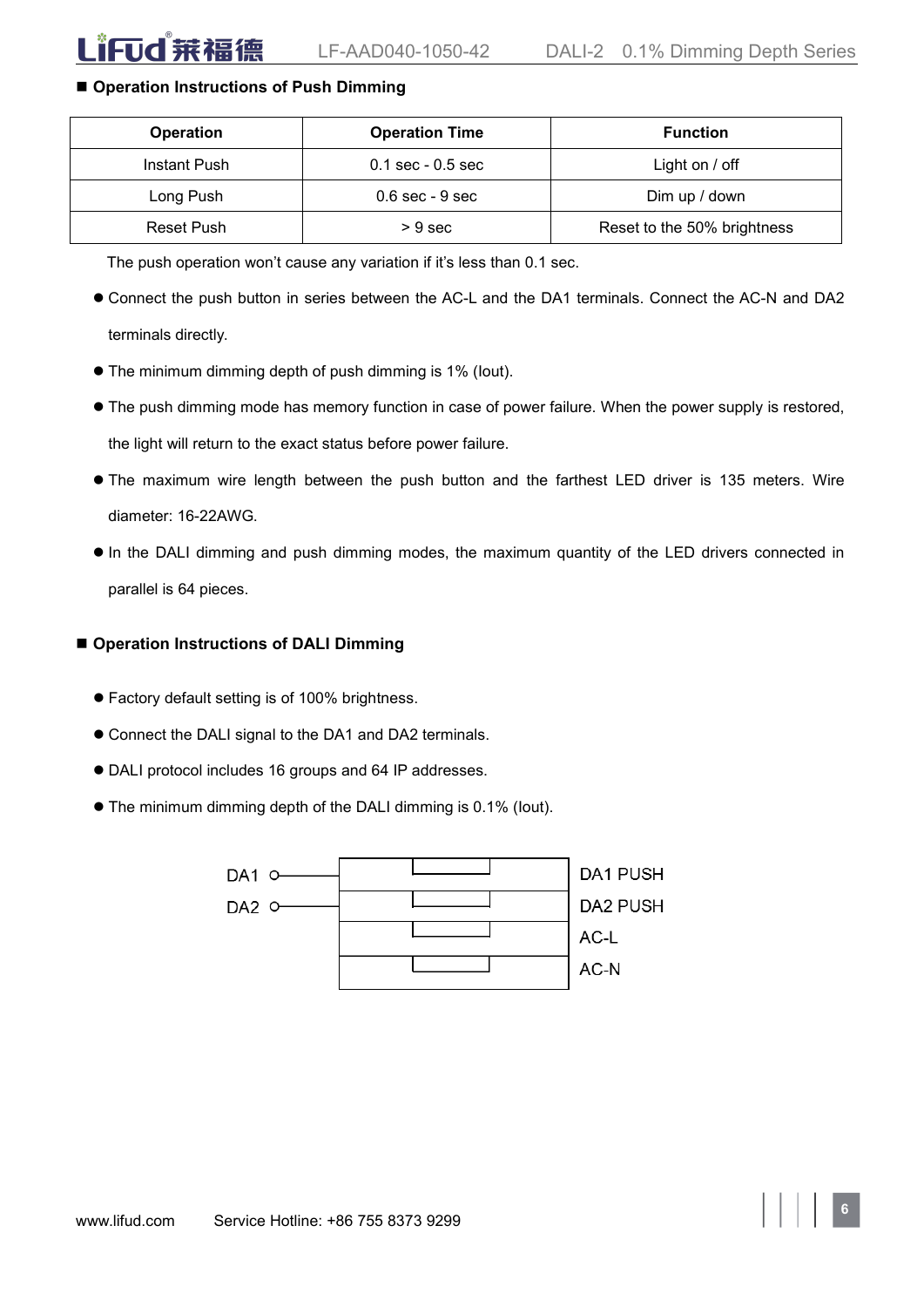## Operation Instructions of Push Dimming

| Operation | Operation Time | Function |
|---|---|---|
| Instant Push | 0.1 sec - 0.5 sec | Light on / off |
| Long Push | 0.6 sec - 9 sec | Dim up / down |
| Reset Push | > 9 sec | Reset to the 50% brightness |

The push operation won't cause any variation if it's less than 0.1 sec.

- Connect the push button in series between the AC-L and the DA1 terminals. Connect the AC-N and DA2 terminals directly.
- The minimum dimming depth of push dimming is 1% (Iout).
- The push dimming mode has memory function in case of power failure. When the power supply is restored, the light will return to the exact status before power failure.
- The maximum wire length between the push button and the farthest LED driver is 135 meters. Wire diameter: 16-22AWG.
- In the DALI dimming and push dimming modes, the maximum quantity of the LED drivers connected in parallel is 64 pieces.

## Operation Instructions of DALI Dimming

- Factory default setting is of 100% brightness.
- Connect the DALI signal to the DA1 and DA2 terminals.
- DALI protocol includes 16 groups and 64 IP addresses.
- The minimum dimming depth of the DALI dimming is 0.1% (Iout).

DA1 — DA1 PUSH

DA2 — DA2 PUSH

AC-L

AC-N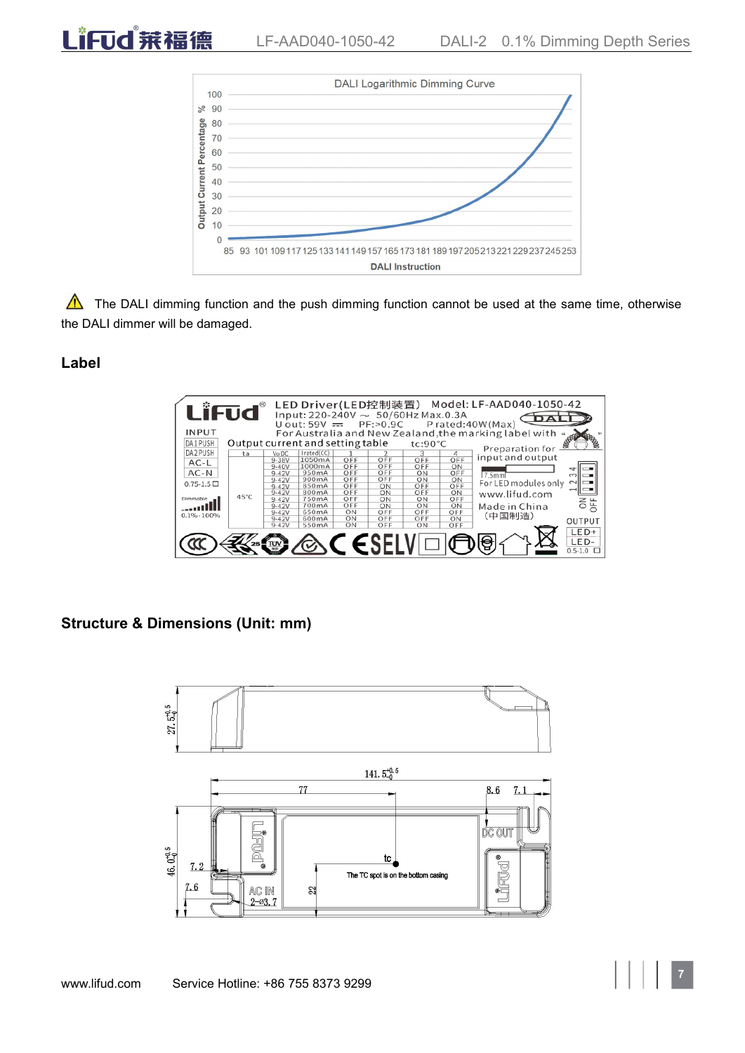DALI Logarithmic Dimming Curve

Output Current Percentage % (0–100) vs. DALI Instruction (85 93 101 109 117 125 133 141 149 157 165 173 181 189 197 205 213 221 229 237 245 253)

⚠ The DALI dimming function and the push dimming function cannot be used at the same time, otherwise the DALI dimmer will be damaged.

## Label

LED Driver(LED控制装置) Model: LF-AAD040-1050-42
Input: 220-240V ~ 50/60Hz Max.0.3A
U out: 59V ⎓ PF:>0.9C P rated:40W(Max)
For Australia and New Zealand, the marking label with

INPUT: DA1PUSH, DA2PUSH, AC-L, AC-N, 0.75-1.5
Dimmable 0.1%-100%

Output current and setting table tc:90°C

| ta | VoDC | Irated(CC) | 1 | 2 | 3 | 4 |
|---|---|---|---|---|---|---|
| 45°C | 9-38V | 1050mA | OFF | OFF | OFF | OFF |
| | 9-40V | 1000mA | OFF | OFF | OFF | ON |
| | 9-42V | 950mA | OFF | OFF | ON | OFF |
| | 9-42V | 900mA | OFF | OFF | ON | ON |
| | 9-42V | 850mA | OFF | ON | OFF | OFF |
| | 9-42V | 800mA | OFF | ON | OFF | ON |
| | 9-42V | 750mA | OFF | ON | ON | OFF |
| | 9-42V | 700mA | OFF | ON | ON | ON |
| | 9-42V | 650mA | ON | OFF | OFF | OFF |
| | 9-42V | 600mA | ON | OFF | OFF | ON |
| | 9-42V | 550mA | ON | OFF | ON | OFF |

Preparation for input and output 7.5mm
For LED modules only
www.lifud.com
Made in China (中国制造)
OUTPUT: LED+, LED- 0.5-1.0

## Structure & Dimensions (Unit: mm)

27.5 (+0.5/0); 141.5 (+0.5/0); 77; 8.6; 7.1; 46.0 (+0.5/0); 7.2; 7.6; 22; AC IN; DC OUT; 2-ø3.7

tc — The TC spot is on the bottom casing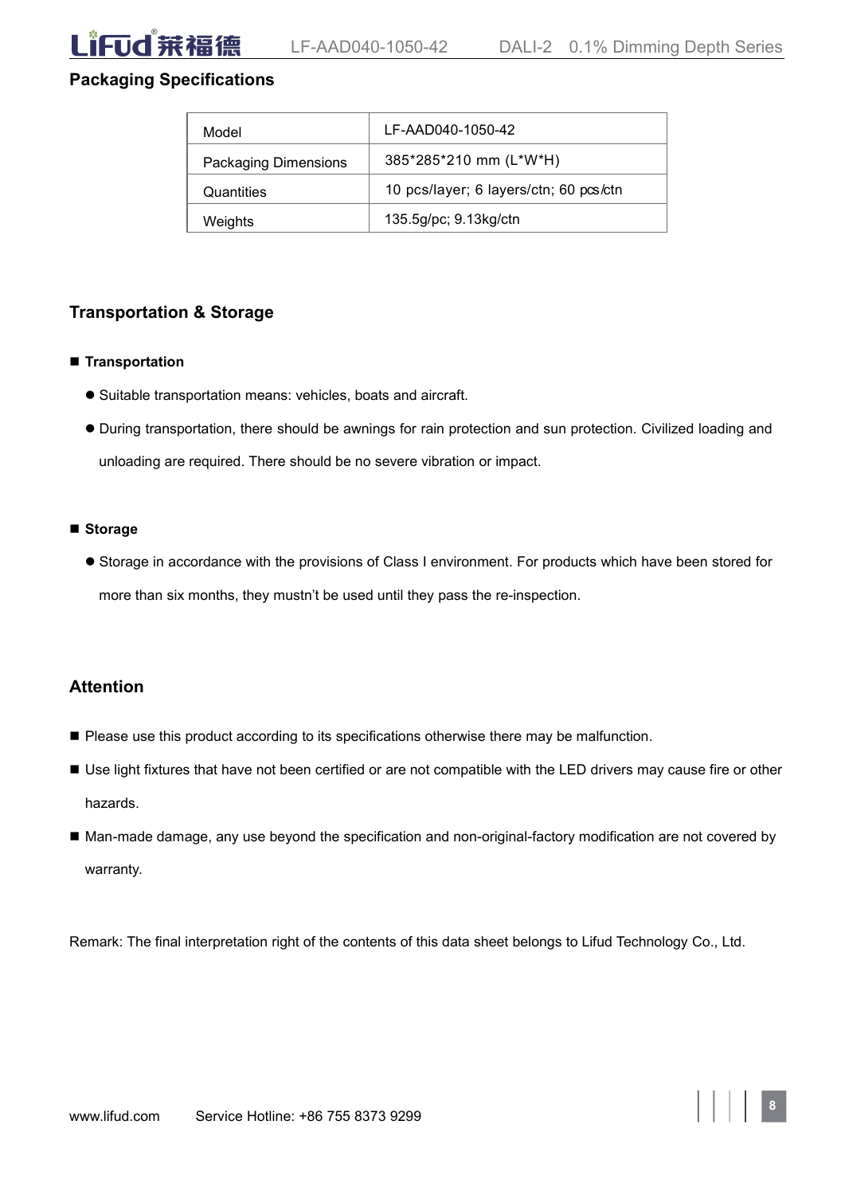## Packaging Specifications

| Model | LF-AAD040-1050-42 |
|---|---|
| Packaging Dimensions | 385*285*210 mm (L*W*H) |
| Quantities | 10 pcs/layer; 6 layers/ctn; 60 pcs/ctn |
| Weights | 135.5g/pc; 9.13kg/ctn |

## Transportation & Storage

- **Transportation**
  - Suitable transportation means: vehicles, boats and aircraft.
  - During transportation, there should be awnings for rain protection and sun protection. Civilized loading and unloading are required. There should be no severe vibration or impact.

- **Storage**
  - Storage in accordance with the provisions of Class I environment. For products which have been stored for more than six months, they mustn't be used until they pass the re-inspection.

## Attention

- Please use this product according to its specifications otherwise there may be malfunction.
- Use light fixtures that have not been certified or are not compatible with the LED drivers may cause fire or other hazards.
- Man-made damage, any use beyond the specification and non-original-factory modification are not covered by warranty.

Remark: The final interpretation right of the contents of this data sheet belongs to Lifud Technology Co., Ltd.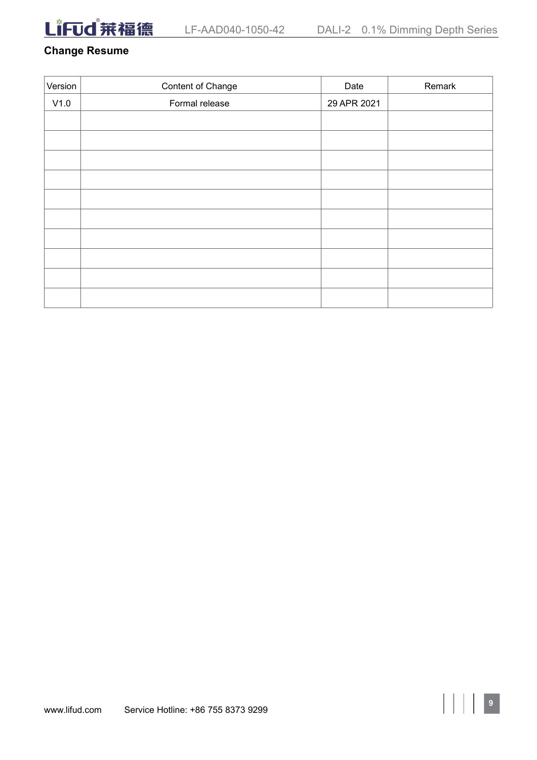**Change Resume**

| Version | Content of Change | Date | Remark |
|---|---|---|---|
| V1.0 | Formal release | 29 APR 2021 | |
| | | | |
| | | | |
| | | | |
| | | | |
| | | | |
| | | | |
| | | | |
| | | | |
| | | | |
| | | | |

www.lifud.com Service Hotline: +86 755 8373 9299